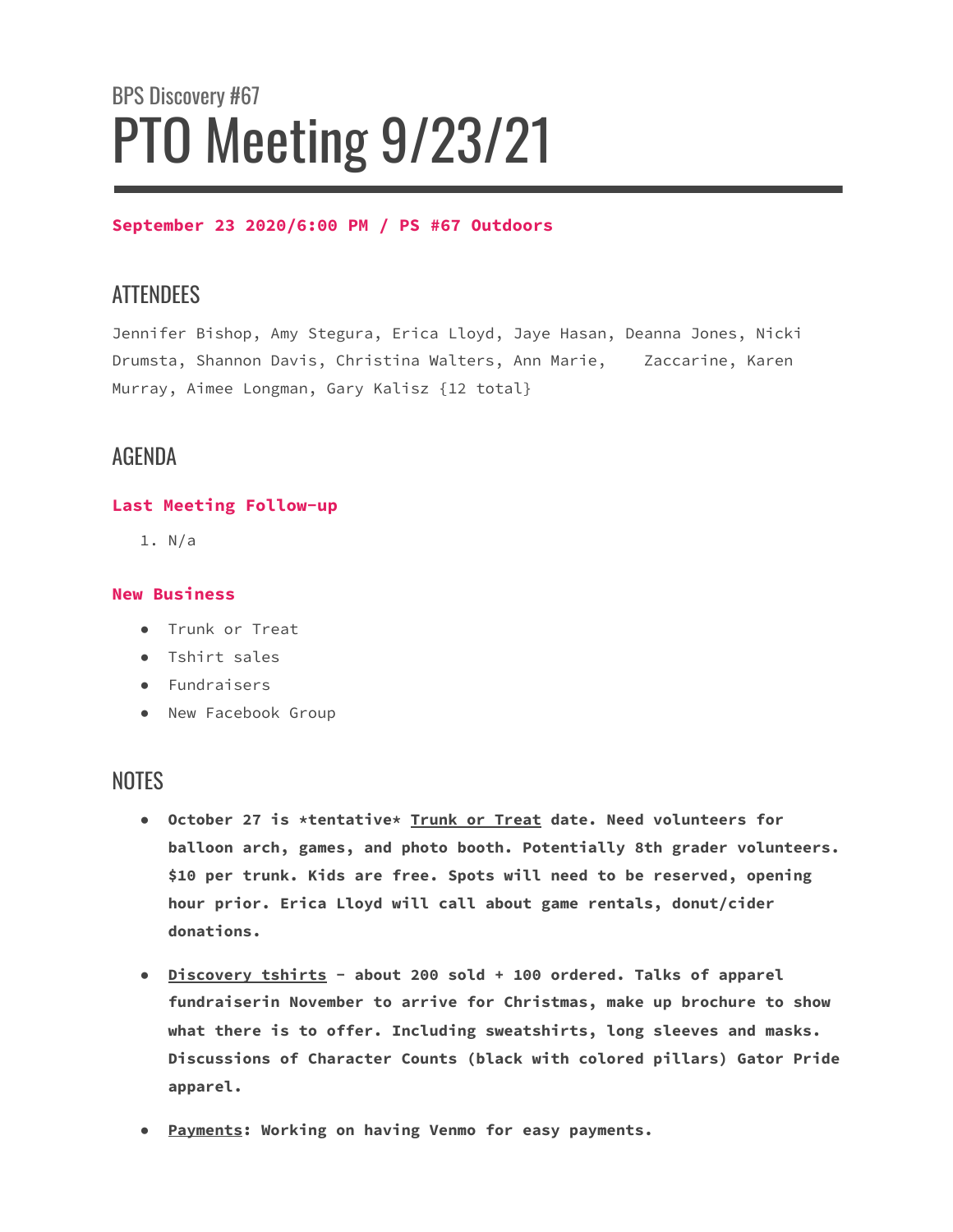BPS Discovery #67

# PTO Meeting 9/23/21

**September 23 2020/6:00 PM / PS #67 Outdoors**

## ATTENDEES

Jennifer Bishop, Amy Stegura, Erica Lloyd, Jaye Hasan, Deanna Jones, Nicki Drumsta, Shannon Davis, Christina Walters, Ann Marie,    Zaccarine, Karen Murray, Aimee Longman, Gary Kalisz {12 total}

## AGENDA

### Last Meeting Follow-up

1. N/a

### New Business

- Trunk or Treat
- Tshirt sales
- Fundraisers
- New Facebook Group

## NOTES

- **October 27 is *tentative* <u>Trunk or Treat</u> date. Need volunteers for balloon arch, games, and photo booth. Potentially 8th grader volunteers. $10 per trunk. Kids are free. Spots will need to be reserved, opening hour prior. Erica Lloyd will call about game rentals, donut/cider donations.**

- **<u>Discovery tshirts</u> - about 200 sold + 100 ordered. Talks of apparel fundraiserin November to arrive for Christmas, make up brochure to show what there is to offer. Including sweatshirts, long sleeves and masks. Discussions of Character Counts (black with colored pillars) Gator Pride apparel.**

- **<u>Payments</u>: Working on having Venmo for easy payments.**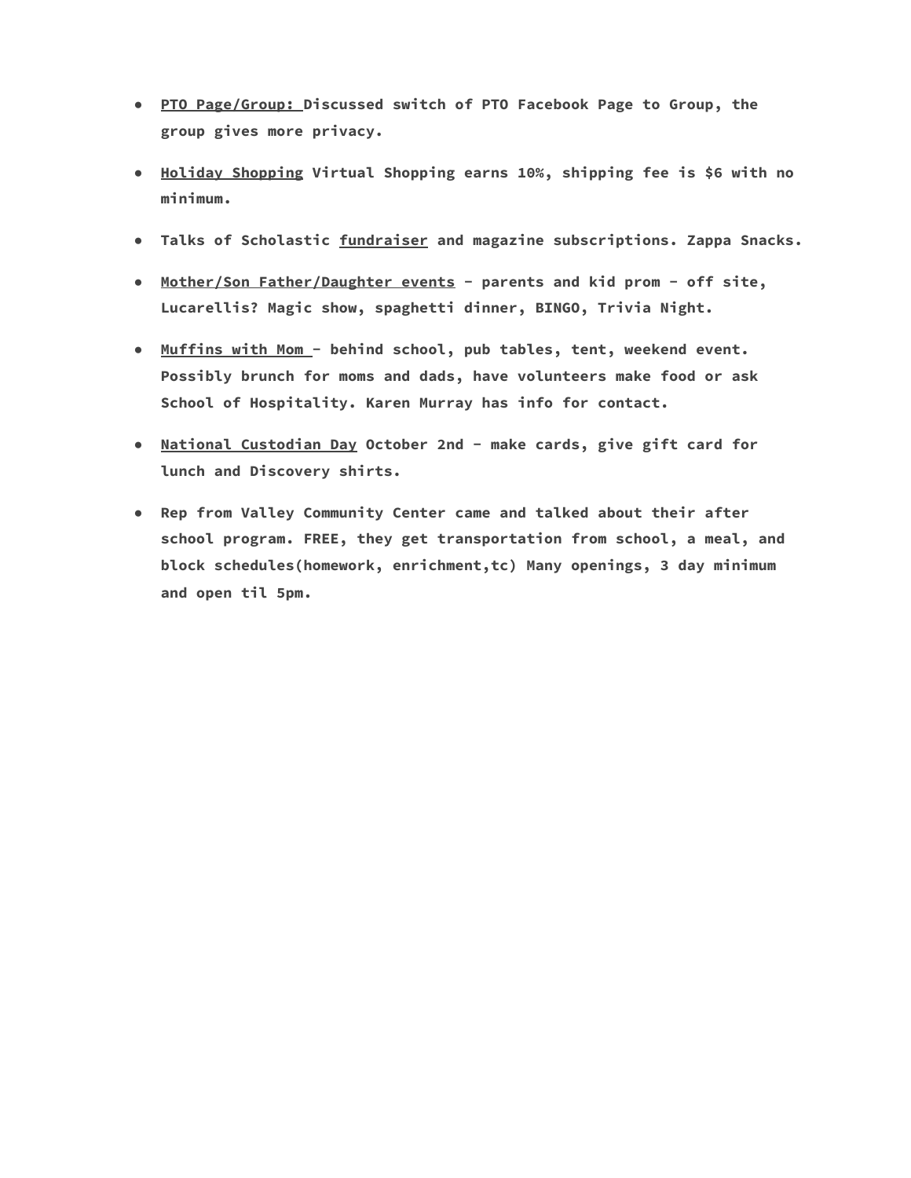- **<u>PTO Page/Group:</u> Discussed switch of PTO Facebook Page to Group, the group gives more privacy.**
- **<u>Holiday Shopping</u> Virtual Shopping earns 10%, shipping fee is $6 with no minimum.**
- **Talks of Scholastic <u>fundraiser</u> and magazine subscriptions. Zappa Snacks.**
- **<u>Mother/Son Father/Daughter events</u> - parents and kid prom - off site, Lucarellis? Magic show, spaghetti dinner, BINGO, Trivia Night.**
- **<u>Muffins with Mom</u> - behind school, pub tables, tent, weekend event. Possibly brunch for moms and dads, have volunteers make food or ask School of Hospitality. Karen Murray has info for contact.**
- **<u>National Custodian Day</u> October 2nd - make cards, give gift card for lunch and Discovery shirts.**
- **Rep from Valley Community Center came and talked about their after school program. FREE, they get transportation from school, a meal, and block schedules(homework, enrichment,tc) Many openings, 3 day minimum and open til 5pm.**